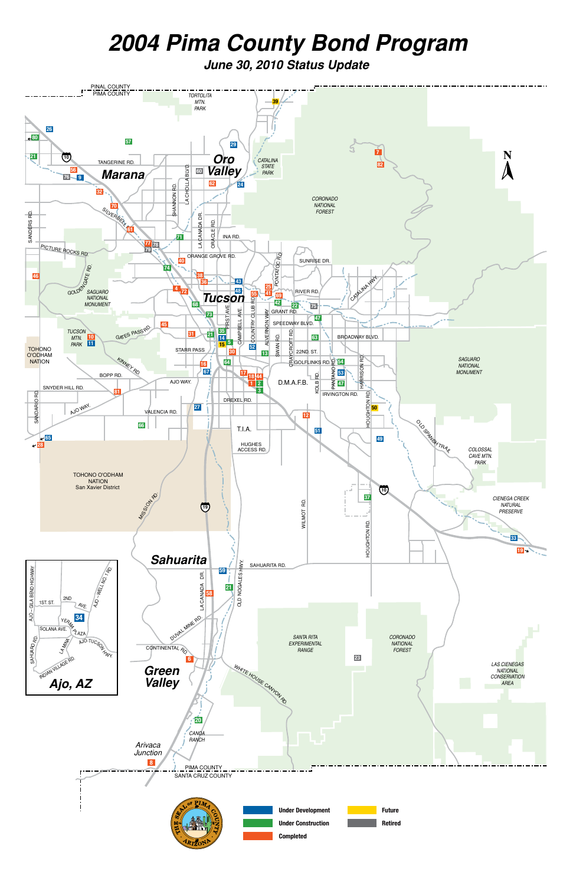# 2004 Pima County Bond Program

## June 30, 2010 Status Update

- Under Development
- Under Construction
- Completed
- Future
- Retired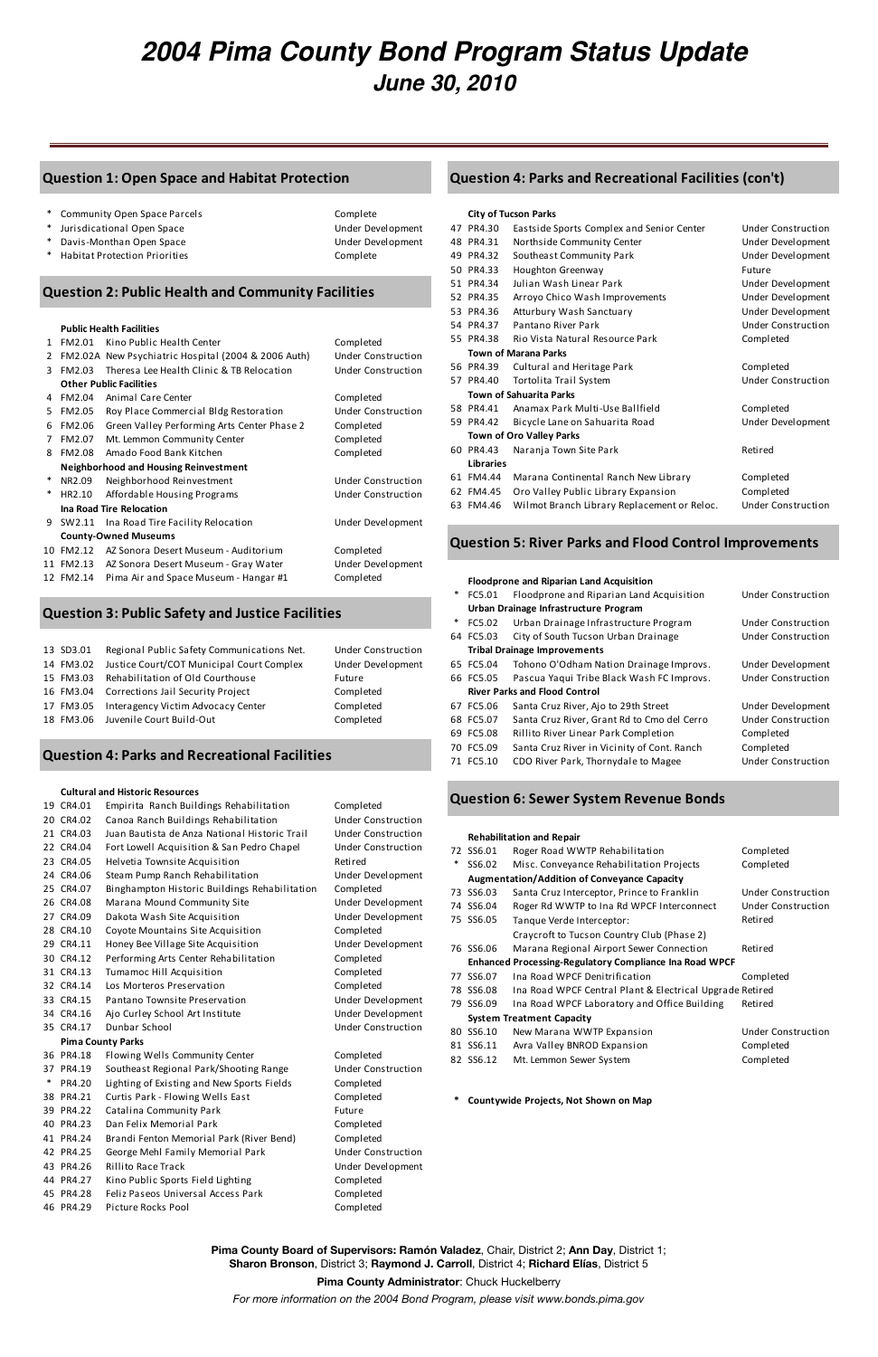# 2004 Pima County Bond Program Status Update

## June 30, 2010

## Question 1: Open Space and Habitat Protection

| | | |
|---|---|---|
| * | Community Open Space Parcels | Complete |
| * | Jurisdictional Open Space | Under Development |
| * | Davis-Monthan Open Space | Under Development |
| * | Habitat Protection Priorities | Complete |

## Question 2: Public Health and Community Facilities

| | | | |
|---|---|---|---|
| | | **Public Health Facilities** | |
| 1 | FM2.01 | Kino Public Health Center | Completed |
| 2 | FM2.02A | New Psychiatric Hospital (2004 & 2006 Auth) | Under Construction |
| 3 | FM2.03 | Theresa Lee Health Clinic & TB Relocation | Under Construction |
| | | **Other Public Facilities** | |
| 4 | FM2.04 | Animal Care Center | Completed |
| 5 | FM2.05 | Roy Place Commercial Bldg Restoration | Under Construction |
| 6 | FM2.06 | Green Valley Performing Arts Center Phase 2 | Completed |
| 7 | FM2.07 | Mt. Lemmon Community Center | Completed |
| 8 | FM2.08 | Amado Food Bank Kitchen | Completed |
| | | **Neighborhood and Housing Reinvestment** | |
| * | NR2.09 | Neighborhood Reinvestment | Under Construction |
| * | HR2.10 | Affordable Housing Programs | Under Construction |
| | | **Ina Road Tire Relocation** | |
| 9 | SW2.11 | Ina Road Tire Facility Relocation | Under Development |
| | | **County-Owned Museums** | |
| 10 | FM2.12 | AZ Sonora Desert Museum - Auditorium | Completed |
| 11 | FM2.13 | AZ Sonora Desert Museum - Gray Water | Under Development |
| 12 | FM2.14 | Pima Air and Space Museum - Hangar #1 | Completed |

## Question 3: Public Safety and Justice Facilities

| | | | |
|---|---|---|---|
| 13 | SD3.01 | Regional Public Safety Communications Net. | Under Construction |
| 14 | FM3.02 | Justice Court/COT Municipal Court Complex | Under Development |
| 15 | FM3.03 | Rehabilitation of Old Courthouse | Future |
| 16 | FM3.04 | Corrections Jail Security Project | Completed |
| 17 | FM3.05 | Interagency Victim Advocacy Center | Completed |
| 18 | FM3.06 | Juvenile Court Build-Out | Completed |

## Question 4: Parks and Recreational Facilities

| | | | |
|---|---|---|---|
| | | **Cultural and Historic Resources** | |
| 19 | CR4.01 | Empirita Ranch Buildings Rehabilitation | Completed |
| 20 | CR4.02 | Canoa Ranch Buildings Rehabilitation | Under Construction |
| 21 | CR4.03 | Juan Bautista de Anza National Historic Trail | Under Construction |
| 22 | CR4.04 | Fort Lowell Acquisition & San Pedro Chapel | Under Construction |
| 23 | CR4.05 | Helvetia Townsite Acquisition | Retired |
| 24 | CR4.06 | Steam Pump Ranch Rehabilitation | Under Development |
| 25 | CR4.07 | Binghampton Historic Buildings Rehabilitation | Completed |
| 26 | CR4.08 | Marana Mound Community Site | Under Development |
| 27 | CR4.09 | Dakota Wash Site Acquisition | Under Development |
| 28 | CR4.10 | Coyote Mountains Site Acquisition | Completed |
| 29 | CR4.11 | Honey Bee Village Site Acquisition | Under Development |
| 30 | CR4.12 | Performing Arts Center Rehabilitation | Completed |
| 31 | CR4.13 | Tumamoc Hill Acquisition | Completed |
| 32 | CR4.14 | Los Morteros Preservation | Completed |
| 33 | CR4.15 | Pantano Townsite Preservation | Under Development |
| 34 | CR4.16 | Ajo Curley School Art Institute | Under Development |
| 35 | CR4.17 | Dunbar School | Under Construction |
| | | **Pima County Parks** | |
| 36 | PR4.18 | Flowing Wells Community Center | Completed |
| 37 | PR4.19 | Southeast Regional Park/Shooting Range | Under Construction |
| * | PR4.20 | Lighting of Existing and New Sports Fields | Completed |
| 38 | PR4.21 | Curtis Park - Flowing Wells East | Completed |
| 39 | PR4.22 | Catalina Community Park | Future |
| 40 | PR4.23 | Dan Felix Memorial Park | Completed |
| 41 | PR4.24 | Brandi Fenton Memorial Park (River Bend) | Completed |
| 42 | PR4.25 | George Mehl Family Memorial Park | Under Construction |
| 43 | PR4.26 | Rillito Race Track | Under Development |
| 44 | PR4.27 | Kino Public Sports Field Lighting | Completed |
| 45 | PR4.28 | Feliz Paseos Universal Access Park | Completed |
| 46 | PR4.29 | Picture Rocks Pool | Completed |

## Question 4: Parks and Recreational Facilities (con't)

| | | | |
|---|---|---|---|
| | | **City of Tucson Parks** | |
| 47 | PR4.30 | Eastside Sports Complex and Senior Center | Under Construction |
| 48 | PR4.31 | Northside Community Center | Under Development |
| 49 | PR4.32 | Southeast Community Park | Under Development |
| 50 | PR4.33 | Houghton Greenway | Future |
| 51 | PR4.34 | Julian Wash Linear Park | Under Development |
| 52 | PR4.35 | Arroyo Chico Wash Improvements | Under Development |
| 53 | PR4.36 | Atturbury Wash Sanctuary | Under Development |
| 54 | PR4.37 | Pantano River Park | Under Construction |
| 55 | PR4.38 | Rio Vista Natural Resource Park | Completed |
| | | **Town of Marana Parks** | |
| 56 | PR4.39 | Cultural and Heritage Park | Completed |
| 57 | PR4.40 | Tortolita Trail System | Under Construction |
| | | **Town of Sahuarita Parks** | |
| 58 | PR4.41 | Anamax Park Multi-Use Ballfield | Completed |
| 59 | PR4.42 | Bicycle Lane on Sahuarita Road | Under Development |
| | | **Town of Oro Valley Parks** | |
| 60 | PR4.43 | Naranja Town Site Park | Retired |
| | | **Libraries** | |
| 61 | FM4.44 | Marana Continental Ranch New Library | Completed |
| 62 | FM4.45 | Oro Valley Public Library Expansion | Completed |
| 63 | FM4.46 | Wilmot Branch Library Replacement or Reloc. | Under Construction |

## Question 5: River Parks and Flood Control Improvements

| | | | |
|---|---|---|---|
| | | **Floodprone and Riparian Land Acquisition** | |
| * | FC5.01 | Floodprone and Riparian Land Acquisition | Under Construction |
| | | **Urban Drainage Infrastructure Program** | |
| * | FC5.02 | Urban Drainage Infrastructure Program | Under Construction |
| 64 | FC5.03 | City of South Tucson Urban Drainage | Under Construction |
| | | **Tribal Drainage Improvements** | |
| 65 | FC5.04 | Tohono O'Odham Nation Drainage Improvs. | Under Development |
| 66 | FC5.05 | Pascua Yaqui Tribe Black Wash FC Improvs. | Under Construction |
| | | **River Parks and Flood Control** | |
| 67 | FC5.06 | Santa Cruz River, Ajo to 29th Street | Under Development |
| 68 | FC5.07 | Santa Cruz River, Grant Rd to Cmo del Cerro | Under Construction |
| 69 | FC5.08 | Rillito River Linear Park Completion | Completed |
| 70 | FC5.09 | Santa Cruz River in Vicinity of Cont. Ranch | Completed |
| 71 | FC5.10 | CDO River Park, Thornydale to Magee | Under Construction |

## Question 6: Sewer System Revenue Bonds

| | | | |
|---|---|---|---|
| | | **Rehabilitation and Repair** | |
| 72 | SS6.01 | Roger Road WWTP Rehabilitation | Completed |
| * | SS6.02 | Misc. Conveyance Rehabilitation Projects | Completed |
| | | **Augmentation/Addition of Conveyance Capacity** | |
| 73 | SS6.03 | Santa Cruz Interceptor, Prince to Franklin | Under Construction |
| 74 | SS6.04 | Roger Rd WWTP to Ina Rd WPCF Interconnect | Under Construction |
| 75 | SS6.05 | Tanque Verde Interceptor: Craycroft to Tucson Country Club (Phase 2) | Retired |
| 76 | SS6.06 | Marana Regional Airport Sewer Connection | Retired |
| | | **Enhanced Processing-Regulatory Compliance Ina Road WPCF** | |
| 77 | SS6.07 | Ina Road WPCF Denitrification | Completed |
| 78 | SS6.08 | Ina Road WPCF Central Plant & Electrical Upgrade | Retired |
| 79 | SS6.09 | Ina Road WPCF Laboratory and Office Building | Retired |
| | | **System Treatment Capacity** | |
| 80 | SS6.10 | New Marana WWTP Expansion | Under Construction |
| 81 | SS6.11 | Avra Valley BNROD Expansion | Completed |
| 82 | SS6.12 | Mt. Lemmon Sewer System | Completed |

**\* Countywide Projects, Not Shown on Map**

**Pima County Board of Supervisors: Ramón Valadez**, Chair, District 2; **Ann Day**, District 1; **Sharon Bronson**, District 3; **Raymond J. Carroll**, District 4; **Richard Elías**, District 5

**Pima County Administrator**: Chuck Huckelberry

*For more information on the 2004 Bond Program, please visit www.bonds.pima.gov*